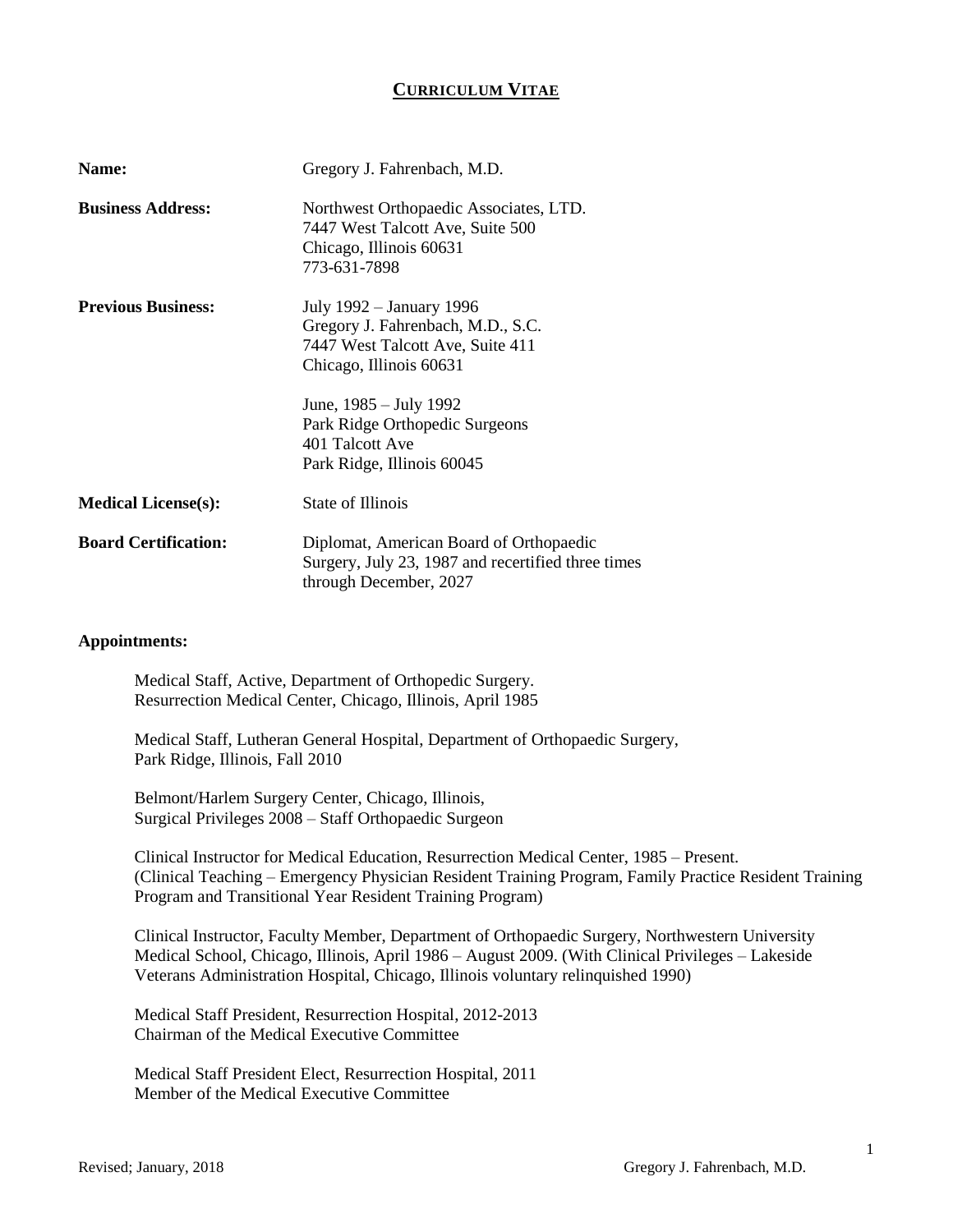# CURRICULUM VITAE

**Name:** Gregory J. Fahrenbach, M.D.

**Business Address:** Northwest Orthopaedic Associates, LTD.
7447 West Talcott Ave, Suite 500
Chicago, Illinois 60631
773-631-7898

**Previous Business:** July 1992 – January 1996
Gregory J. Fahrenbach, M.D., S.C.
7447 West Talcott Ave, Suite 411
Chicago, Illinois 60631

June, 1985 – July 1992
Park Ridge Orthopedic Surgeons
401 Talcott Ave
Park Ridge, Illinois 60045

**Medical License(s):** State of Illinois

**Board Certification:** Diplomat, American Board of Orthopaedic Surgery, July 23, 1987 and recertified three times through December, 2027

**Appointments:**

Medical Staff, Active, Department of Orthopedic Surgery.
Resurrection Medical Center, Chicago, Illinois, April 1985

Medical Staff, Lutheran General Hospital, Department of Orthopaedic Surgery,
Park Ridge, Illinois, Fall 2010

Belmont/Harlem Surgery Center, Chicago, Illinois,
Surgical Privileges 2008 – Staff Orthopaedic Surgeon

Clinical Instructor for Medical Education, Resurrection Medical Center, 1985 – Present.
(Clinical Teaching – Emergency Physician Resident Training Program, Family Practice Resident Training Program and Transitional Year Resident Training Program)

Clinical Instructor, Faculty Member, Department of Orthopaedic Surgery, Northwestern University Medical School, Chicago, Illinois, April 1986 – August 2009. (With Clinical Privileges – Lakeside Veterans Administration Hospital, Chicago, Illinois voluntary relinquished 1990)

Medical Staff President, Resurrection Hospital, 2012-2013
Chairman of the Medical Executive Committee

Medical Staff President Elect, Resurrection Hospital, 2011
Member of the Medical Executive Committee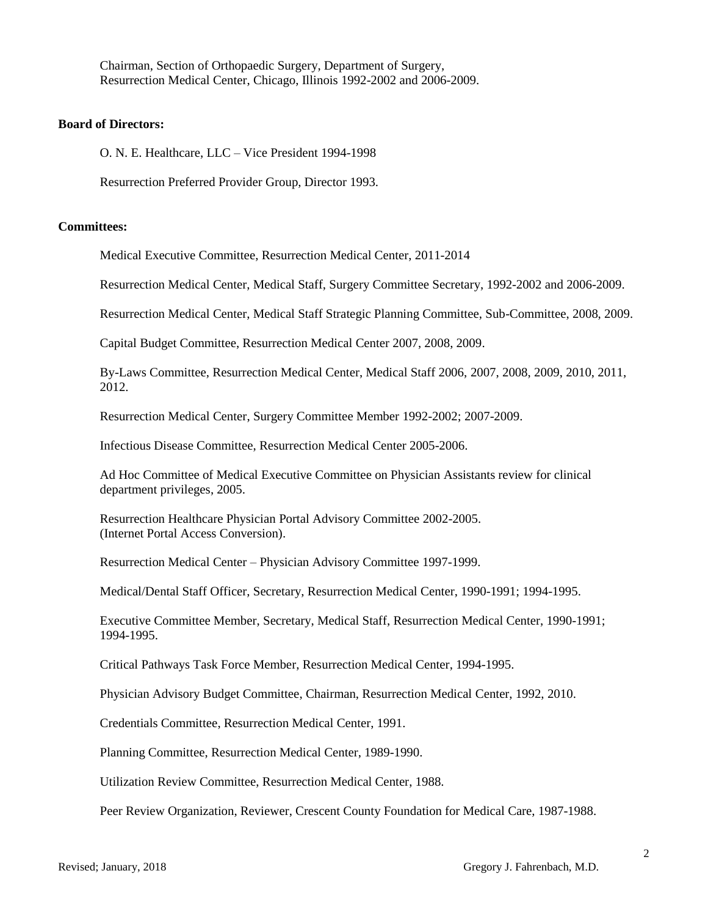Chairman, Section of Orthopaedic Surgery, Department of Surgery,
Resurrection Medical Center, Chicago, Illinois 1992-2002 and 2006-2009.

**Board of Directors:**

O. N. E. Healthcare, LLC – Vice President 1994-1998

Resurrection Preferred Provider Group, Director 1993.

**Committees:**

Medical Executive Committee, Resurrection Medical Center, 2011-2014

Resurrection Medical Center, Medical Staff, Surgery Committee Secretary, 1992-2002 and 2006-2009.

Resurrection Medical Center, Medical Staff Strategic Planning Committee, Sub-Committee, 2008, 2009.

Capital Budget Committee, Resurrection Medical Center 2007, 2008, 2009.

By-Laws Committee, Resurrection Medical Center, Medical Staff 2006, 2007, 2008, 2009, 2010, 2011, 2012.

Resurrection Medical Center, Surgery Committee Member 1992-2002; 2007-2009.

Infectious Disease Committee, Resurrection Medical Center 2005-2006.

Ad Hoc Committee of Medical Executive Committee on Physician Assistants review for clinical department privileges, 2005.

Resurrection Healthcare Physician Portal Advisory Committee 2002-2005.
(Internet Portal Access Conversion).

Resurrection Medical Center – Physician Advisory Committee 1997-1999.

Medical/Dental Staff Officer, Secretary, Resurrection Medical Center, 1990-1991; 1994-1995.

Executive Committee Member, Secretary, Medical Staff, Resurrection Medical Center, 1990-1991; 1994-1995.

Critical Pathways Task Force Member, Resurrection Medical Center, 1994-1995.

Physician Advisory Budget Committee, Chairman, Resurrection Medical Center, 1992, 2010.

Credentials Committee, Resurrection Medical Center, 1991.

Planning Committee, Resurrection Medical Center, 1989-1990.

Utilization Review Committee, Resurrection Medical Center, 1988.

Peer Review Organization, Reviewer, Crescent County Foundation for Medical Care, 1987-1988.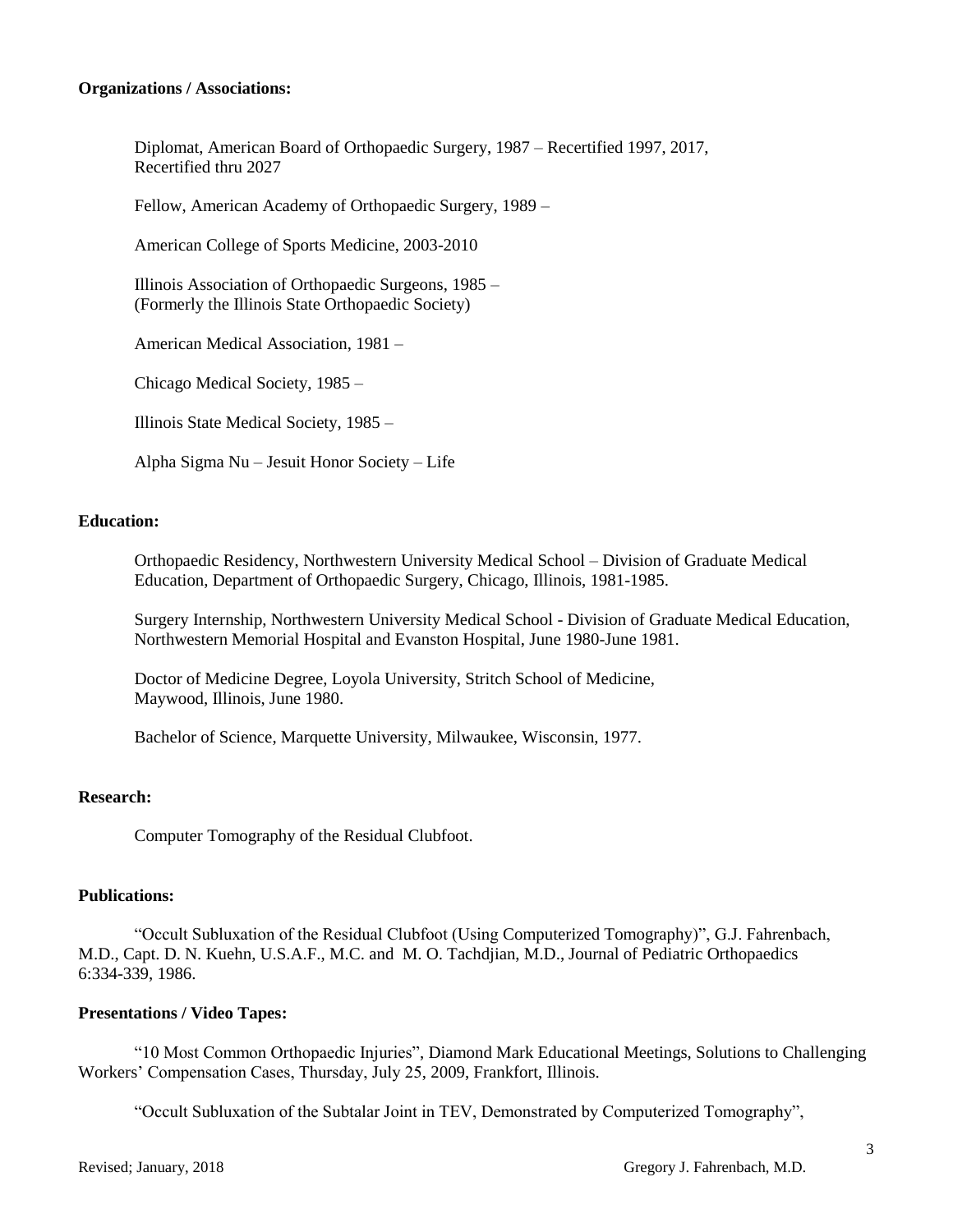**Organizations / Associations:**

Diplomat, American Board of Orthopaedic Surgery, 1987 – Recertified 1997, 2017, Recertified thru 2027

Fellow, American Academy of Orthopaedic Surgery, 1989 –

American College of Sports Medicine, 2003-2010

Illinois Association of Orthopaedic Surgeons, 1985 –
(Formerly the Illinois State Orthopaedic Society)

American Medical Association, 1981 –

Chicago Medical Society, 1985 –

Illinois State Medical Society, 1985 –

Alpha Sigma Nu – Jesuit Honor Society – Life

**Education:**

Orthopaedic Residency, Northwestern University Medical School – Division of Graduate Medical Education, Department of Orthopaedic Surgery, Chicago, Illinois, 1981-1985.

Surgery Internship, Northwestern University Medical School - Division of Graduate Medical Education, Northwestern Memorial Hospital and Evanston Hospital, June 1980-June 1981.

Doctor of Medicine Degree, Loyola University, Stritch School of Medicine, Maywood, Illinois, June 1980.

Bachelor of Science, Marquette University, Milwaukee, Wisconsin, 1977.

**Research:**

Computer Tomography of the Residual Clubfoot.

**Publications:**

"Occult Subluxation of the Residual Clubfoot (Using Computerized Tomography)", G.J. Fahrenbach, M.D., Capt. D. N. Kuehn, U.S.A.F., M.C. and M. O. Tachdjian, M.D., Journal of Pediatric Orthopaedics 6:334-339, 1986.

**Presentations / Video Tapes:**

"10 Most Common Orthopaedic Injuries", Diamond Mark Educational Meetings, Solutions to Challenging Workers' Compensation Cases, Thursday, July 25, 2009, Frankfort, Illinois.

"Occult Subluxation of the Subtalar Joint in TEV, Demonstrated by Computerized Tomography",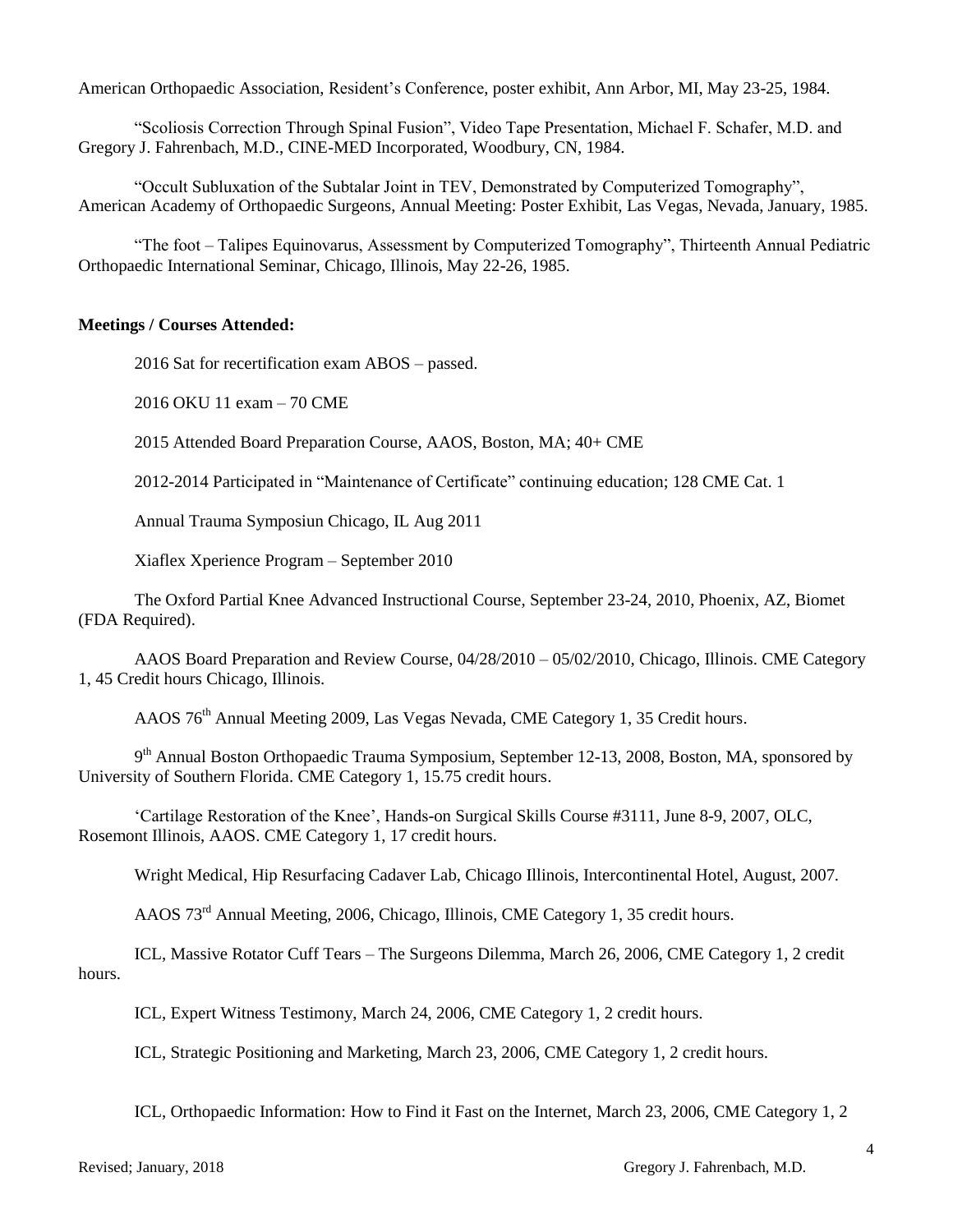American Orthopaedic Association, Resident's Conference, poster exhibit, Ann Arbor, MI, May 23-25, 1984.

"Scoliosis Correction Through Spinal Fusion", Video Tape Presentation, Michael F. Schafer, M.D. and Gregory J. Fahrenbach, M.D., CINE-MED Incorporated, Woodbury, CN, 1984.

"Occult Subluxation of the Subtalar Joint in TEV, Demonstrated by Computerized Tomography", American Academy of Orthopaedic Surgeons, Annual Meeting: Poster Exhibit, Las Vegas, Nevada, January, 1985.

"The foot – Talipes Equinovarus, Assessment by Computerized Tomography", Thirteenth Annual Pediatric Orthopaedic International Seminar, Chicago, Illinois, May 22-26, 1985.

**Meetings / Courses Attended:**

2016 Sat for recertification exam ABOS – passed.

2016 OKU 11 exam – 70 CME

2015 Attended Board Preparation Course, AAOS, Boston, MA; 40+ CME

2012-2014 Participated in "Maintenance of Certificate" continuing education; 128 CME Cat. 1

Annual Trauma Symposiun Chicago, IL Aug 2011

Xiaflex Xperience Program – September 2010

The Oxford Partial Knee Advanced Instructional Course, September 23-24, 2010, Phoenix, AZ, Biomet (FDA Required).

AAOS Board Preparation and Review Course, 04/28/2010 – 05/02/2010, Chicago, Illinois. CME Category 1, 45 Credit hours Chicago, Illinois.

AAOS 76th Annual Meeting 2009, Las Vegas Nevada, CME Category 1, 35 Credit hours.

9th Annual Boston Orthopaedic Trauma Symposium, September 12-13, 2008, Boston, MA, sponsored by University of Southern Florida. CME Category 1, 15.75 credit hours.

'Cartilage Restoration of the Knee', Hands-on Surgical Skills Course #3111, June 8-9, 2007, OLC, Rosemont Illinois, AAOS. CME Category 1, 17 credit hours.

Wright Medical, Hip Resurfacing Cadaver Lab, Chicago Illinois, Intercontinental Hotel, August, 2007.

AAOS 73rd Annual Meeting, 2006, Chicago, Illinois, CME Category 1, 35 credit hours.

ICL, Massive Rotator Cuff Tears – The Surgeons Dilemma, March 26, 2006, CME Category 1, 2 credit hours.

ICL, Expert Witness Testimony, March 24, 2006, CME Category 1, 2 credit hours.

ICL, Strategic Positioning and Marketing, March 23, 2006, CME Category 1, 2 credit hours.

ICL, Orthopaedic Information: How to Find it Fast on the Internet, March 23, 2006, CME Category 1, 2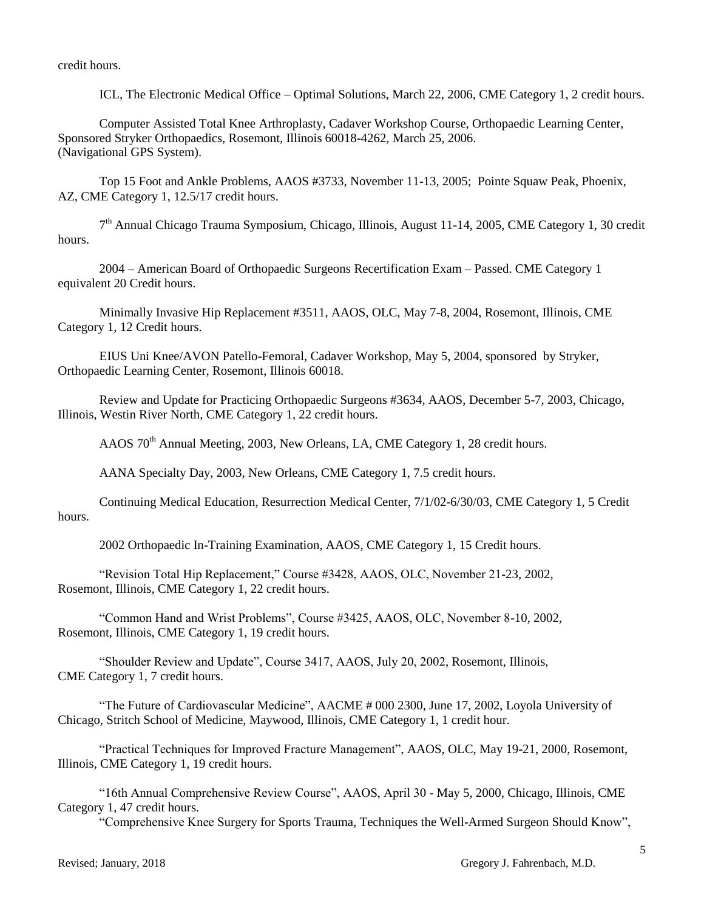credit hours.

ICL, The Electronic Medical Office – Optimal Solutions, March 22, 2006, CME Category 1, 2 credit hours.

Computer Assisted Total Knee Arthroplasty, Cadaver Workshop Course, Orthopaedic Learning Center, Sponsored Stryker Orthopaedics, Rosemont, Illinois 60018-4262, March 25, 2006. (Navigational GPS System).

Top 15 Foot and Ankle Problems, AAOS #3733, November 11-13, 2005; Pointe Squaw Peak, Phoenix, AZ, CME Category 1, 12.5/17 credit hours.

7th Annual Chicago Trauma Symposium, Chicago, Illinois, August 11-14, 2005, CME Category 1, 30 credit hours.

2004 – American Board of Orthopaedic Surgeons Recertification Exam – Passed. CME Category 1 equivalent 20 Credit hours.

Minimally Invasive Hip Replacement #3511, AAOS, OLC, May 7-8, 2004, Rosemont, Illinois, CME Category 1, 12 Credit hours.

EIUS Uni Knee/AVON Patello-Femoral, Cadaver Workshop, May 5, 2004, sponsored by Stryker, Orthopaedic Learning Center, Rosemont, Illinois 60018.

Review and Update for Practicing Orthopaedic Surgeons #3634, AAOS, December 5-7, 2003, Chicago, Illinois, Westin River North, CME Category 1, 22 credit hours.

AAOS 70th Annual Meeting, 2003, New Orleans, LA, CME Category 1, 28 credit hours.

AANA Specialty Day, 2003, New Orleans, CME Category 1, 7.5 credit hours.

Continuing Medical Education, Resurrection Medical Center, 7/1/02-6/30/03, CME Category 1, 5 Credit hours.

2002 Orthopaedic In-Training Examination, AAOS, CME Category 1, 15 Credit hours.

"Revision Total Hip Replacement," Course #3428, AAOS, OLC, November 21-23, 2002, Rosemont, Illinois, CME Category 1, 22 credit hours.

"Common Hand and Wrist Problems", Course #3425, AAOS, OLC, November 8-10, 2002, Rosemont, Illinois, CME Category 1, 19 credit hours.

"Shoulder Review and Update", Course 3417, AAOS, July 20, 2002, Rosemont, Illinois, CME Category 1, 7 credit hours.

"The Future of Cardiovascular Medicine", AACME # 000 2300, June 17, 2002, Loyola University of Chicago, Stritch School of Medicine, Maywood, Illinois, CME Category 1, 1 credit hour.

"Practical Techniques for Improved Fracture Management", AAOS, OLC, May 19-21, 2000, Rosemont, Illinois, CME Category 1, 19 credit hours.

"16th Annual Comprehensive Review Course", AAOS, April 30 - May 5, 2000, Chicago, Illinois, CME Category 1, 47 credit hours.

"Comprehensive Knee Surgery for Sports Trauma, Techniques the Well-Armed Surgeon Should Know",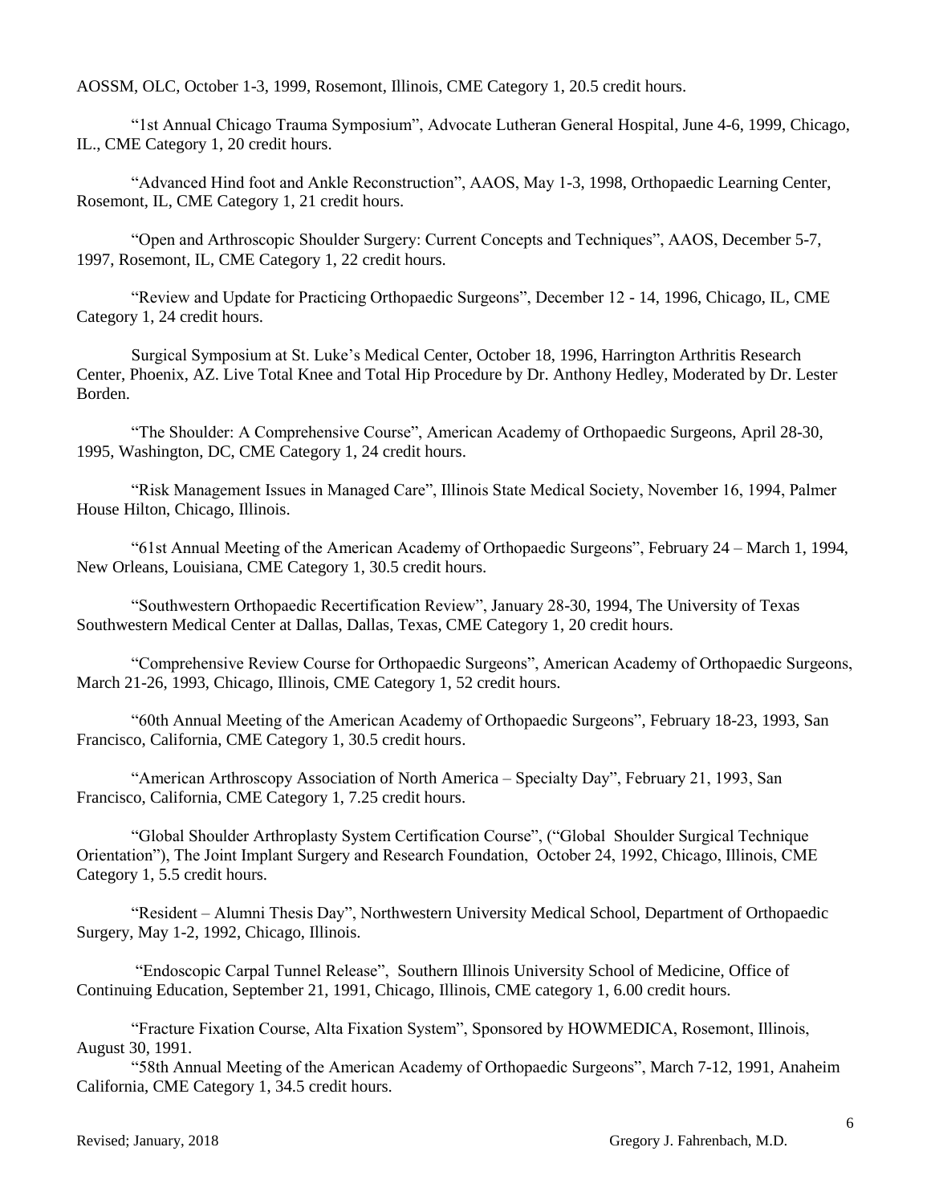AOSSM, OLC, October 1-3, 1999, Rosemont, Illinois, CME Category 1, 20.5 credit hours.

"1st Annual Chicago Trauma Symposium", Advocate Lutheran General Hospital, June 4-6, 1999, Chicago, IL., CME Category 1, 20 credit hours.

"Advanced Hind foot and Ankle Reconstruction", AAOS, May 1-3, 1998, Orthopaedic Learning Center, Rosemont, IL, CME Category 1, 21 credit hours.

"Open and Arthroscopic Shoulder Surgery: Current Concepts and Techniques", AAOS, December 5-7, 1997, Rosemont, IL, CME Category 1, 22 credit hours.

"Review and Update for Practicing Orthopaedic Surgeons", December 12 - 14, 1996, Chicago, IL, CME Category 1, 24 credit hours.

Surgical Symposium at St. Luke's Medical Center, October 18, 1996, Harrington Arthritis Research Center, Phoenix, AZ. Live Total Knee and Total Hip Procedure by Dr. Anthony Hedley, Moderated by Dr. Lester Borden.

"The Shoulder: A Comprehensive Course", American Academy of Orthopaedic Surgeons, April 28-30, 1995, Washington, DC, CME Category 1, 24 credit hours.

"Risk Management Issues in Managed Care", Illinois State Medical Society, November 16, 1994, Palmer House Hilton, Chicago, Illinois.

"61st Annual Meeting of the American Academy of Orthopaedic Surgeons", February 24 – March 1, 1994, New Orleans, Louisiana, CME Category 1, 30.5 credit hours.

"Southwestern Orthopaedic Recertification Review", January 28-30, 1994, The University of Texas Southwestern Medical Center at Dallas, Dallas, Texas, CME Category 1, 20 credit hours.

"Comprehensive Review Course for Orthopaedic Surgeons", American Academy of Orthopaedic Surgeons, March 21-26, 1993, Chicago, Illinois, CME Category 1, 52 credit hours.

"60th Annual Meeting of the American Academy of Orthopaedic Surgeons", February 18-23, 1993, San Francisco, California, CME Category 1, 30.5 credit hours.

"American Arthroscopy Association of North America – Specialty Day", February 21, 1993, San Francisco, California, CME Category 1, 7.25 credit hours.

"Global Shoulder Arthroplasty System Certification Course", ("Global Shoulder Surgical Technique Orientation"), The Joint Implant Surgery and Research Foundation, October 24, 1992, Chicago, Illinois, CME Category 1, 5.5 credit hours.

"Resident – Alumni Thesis Day", Northwestern University Medical School, Department of Orthopaedic Surgery, May 1-2, 1992, Chicago, Illinois.

"Endoscopic Carpal Tunnel Release", Southern Illinois University School of Medicine, Office of Continuing Education, September 21, 1991, Chicago, Illinois, CME category 1, 6.00 credit hours.

"Fracture Fixation Course, Alta Fixation System", Sponsored by HOWMEDICA, Rosemont, Illinois, August 30, 1991.

"58th Annual Meeting of the American Academy of Orthopaedic Surgeons", March 7-12, 1991, Anaheim California, CME Category 1, 34.5 credit hours.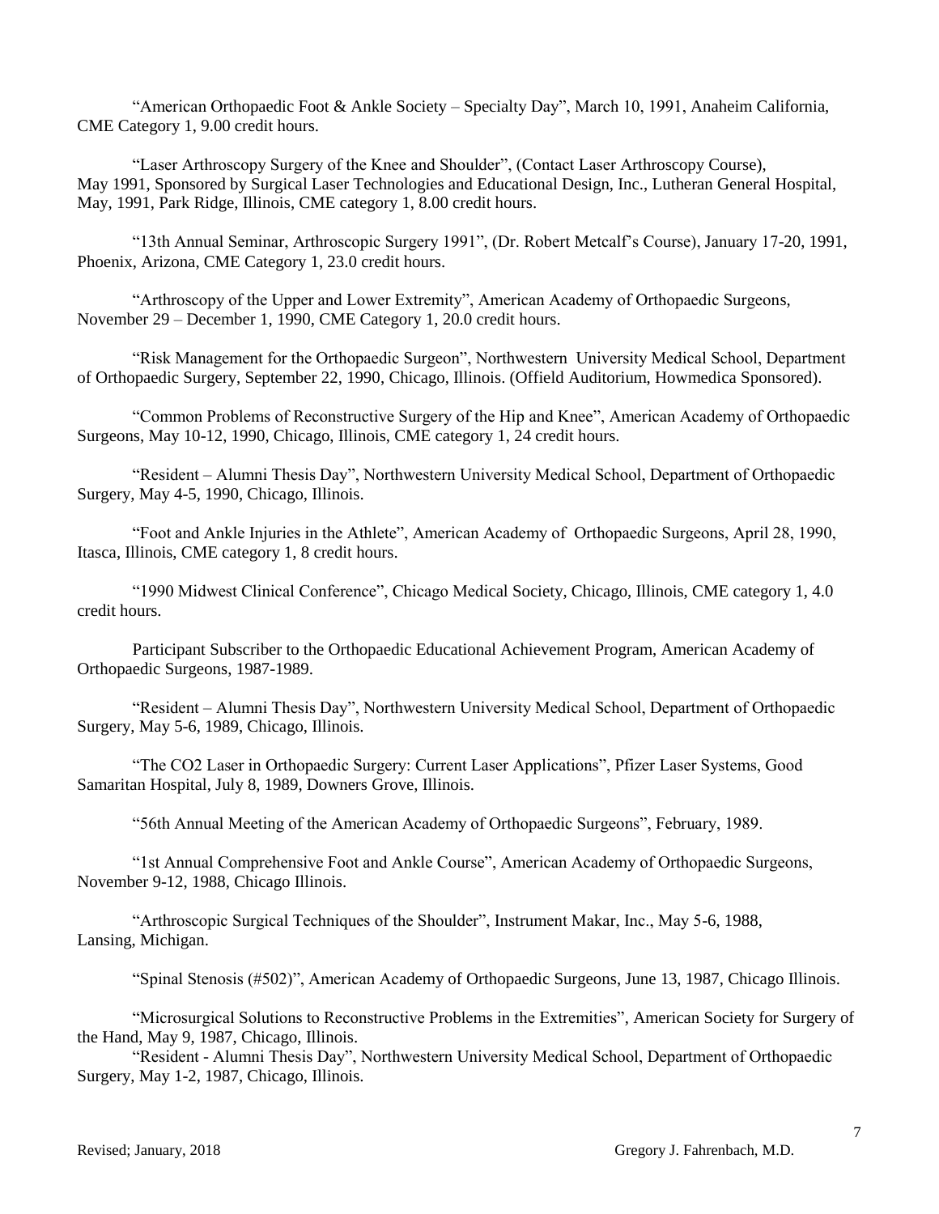"American Orthopaedic Foot & Ankle Society – Specialty Day", March 10, 1991, Anaheim California, CME Category 1, 9.00 credit hours.

"Laser Arthroscopy Surgery of the Knee and Shoulder", (Contact Laser Arthroscopy Course), May 1991, Sponsored by Surgical Laser Technologies and Educational Design, Inc., Lutheran General Hospital, May, 1991, Park Ridge, Illinois, CME category 1, 8.00 credit hours.

"13th Annual Seminar, Arthroscopic Surgery 1991", (Dr. Robert Metcalf's Course), January 17-20, 1991, Phoenix, Arizona, CME Category 1, 23.0 credit hours.

"Arthroscopy of the Upper and Lower Extremity", American Academy of Orthopaedic Surgeons, November 29 – December 1, 1990, CME Category 1, 20.0 credit hours.

"Risk Management for the Orthopaedic Surgeon", Northwestern University Medical School, Department of Orthopaedic Surgery, September 22, 1990, Chicago, Illinois. (Offield Auditorium, Howmedica Sponsored).

"Common Problems of Reconstructive Surgery of the Hip and Knee", American Academy of Orthopaedic Surgeons, May 10-12, 1990, Chicago, Illinois, CME category 1, 24 credit hours.

"Resident – Alumni Thesis Day", Northwestern University Medical School, Department of Orthopaedic Surgery, May 4-5, 1990, Chicago, Illinois.

"Foot and Ankle Injuries in the Athlete", American Academy of Orthopaedic Surgeons, April 28, 1990, Itasca, Illinois, CME category 1, 8 credit hours.

"1990 Midwest Clinical Conference", Chicago Medical Society, Chicago, Illinois, CME category 1, 4.0 credit hours.

Participant Subscriber to the Orthopaedic Educational Achievement Program, American Academy of Orthopaedic Surgeons, 1987-1989.

"Resident – Alumni Thesis Day", Northwestern University Medical School, Department of Orthopaedic Surgery, May 5-6, 1989, Chicago, Illinois.

"The CO2 Laser in Orthopaedic Surgery: Current Laser Applications", Pfizer Laser Systems, Good Samaritan Hospital, July 8, 1989, Downers Grove, Illinois.

"56th Annual Meeting of the American Academy of Orthopaedic Surgeons", February, 1989.

"1st Annual Comprehensive Foot and Ankle Course", American Academy of Orthopaedic Surgeons, November 9-12, 1988, Chicago Illinois.

"Arthroscopic Surgical Techniques of the Shoulder", Instrument Makar, Inc., May 5-6, 1988, Lansing, Michigan.

"Spinal Stenosis (#502)", American Academy of Orthopaedic Surgeons, June 13, 1987, Chicago Illinois.

"Microsurgical Solutions to Reconstructive Problems in the Extremities", American Society for Surgery of the Hand, May 9, 1987, Chicago, Illinois.

"Resident - Alumni Thesis Day", Northwestern University Medical School, Department of Orthopaedic Surgery, May 1-2, 1987, Chicago, Illinois.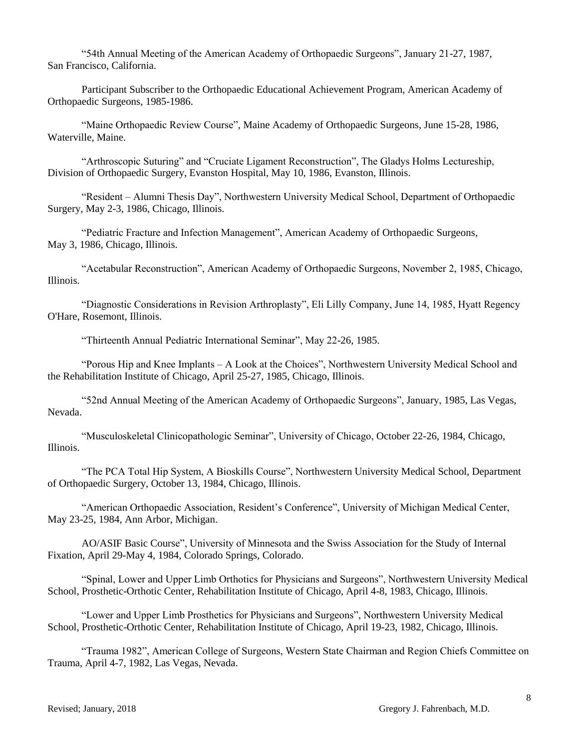"54th Annual Meeting of the American Academy of Orthopaedic Surgeons", January 21-27, 1987, San Francisco, California.

Participant Subscriber to the Orthopaedic Educational Achievement Program, American Academy of Orthopaedic Surgeons, 1985-1986.

"Maine Orthopaedic Review Course", Maine Academy of Orthopaedic Surgeons, June 15-28, 1986, Waterville, Maine.

"Arthroscopic Suturing" and "Cruciate Ligament Reconstruction", The Gladys Holms Lectureship, Division of Orthopaedic Surgery, Evanston Hospital, May 10, 1986, Evanston, Illinois.

"Resident – Alumni Thesis Day", Northwestern University Medical School, Department of Orthopaedic Surgery, May 2-3, 1986, Chicago, Illinois.

"Pediatric Fracture and Infection Management", American Academy of Orthopaedic Surgeons, May 3, 1986, Chicago, Illinois.

"Acetabular Reconstruction", American Academy of Orthopaedic Surgeons, November 2, 1985, Chicago, Illinois.

"Diagnostic Considerations in Revision Arthroplasty", Eli Lilly Company, June 14, 1985, Hyatt Regency O'Hare, Rosemont, Illinois.

"Thirteenth Annual Pediatric International Seminar", May 22-26, 1985.

"Porous Hip and Knee Implants – A Look at the Choices", Northwestern University Medical School and the Rehabilitation Institute of Chicago, April 25-27, 1985, Chicago, Illinois.

"52nd Annual Meeting of the American Academy of Orthopaedic Surgeons", January, 1985, Las Vegas, Nevada.

"Musculoskeletal Clinicopathologic Seminar", University of Chicago, October 22-26, 1984, Chicago, Illinois.

"The PCA Total Hip System, A Bioskills Course", Northwestern University Medical School, Department of Orthopaedic Surgery, October 13, 1984, Chicago, Illinois.

"American Orthopaedic Association, Resident's Conference", University of Michigan Medical Center, May 23-25, 1984, Ann Arbor, Michigan.

AO/ASIF Basic Course", University of Minnesota and the Swiss Association for the Study of Internal Fixation, April 29-May 4, 1984, Colorado Springs, Colorado.

"Spinal, Lower and Upper Limb Orthotics for Physicians and Surgeons", Northwestern University Medical School, Prosthetic-Orthotic Center, Rehabilitation Institute of Chicago, April 4-8, 1983, Chicago, Illinois.

"Lower and Upper Limb Prosthetics for Physicians and Surgeons", Northwestern University Medical School, Prosthetic-Orthotic Center, Rehabilitation Institute of Chicago, April 19-23, 1982, Chicago, Illinois.

"Trauma 1982", American College of Surgeons, Western State Chairman and Region Chiefs Committee on Trauma, April 4-7, 1982, Las Vegas, Nevada.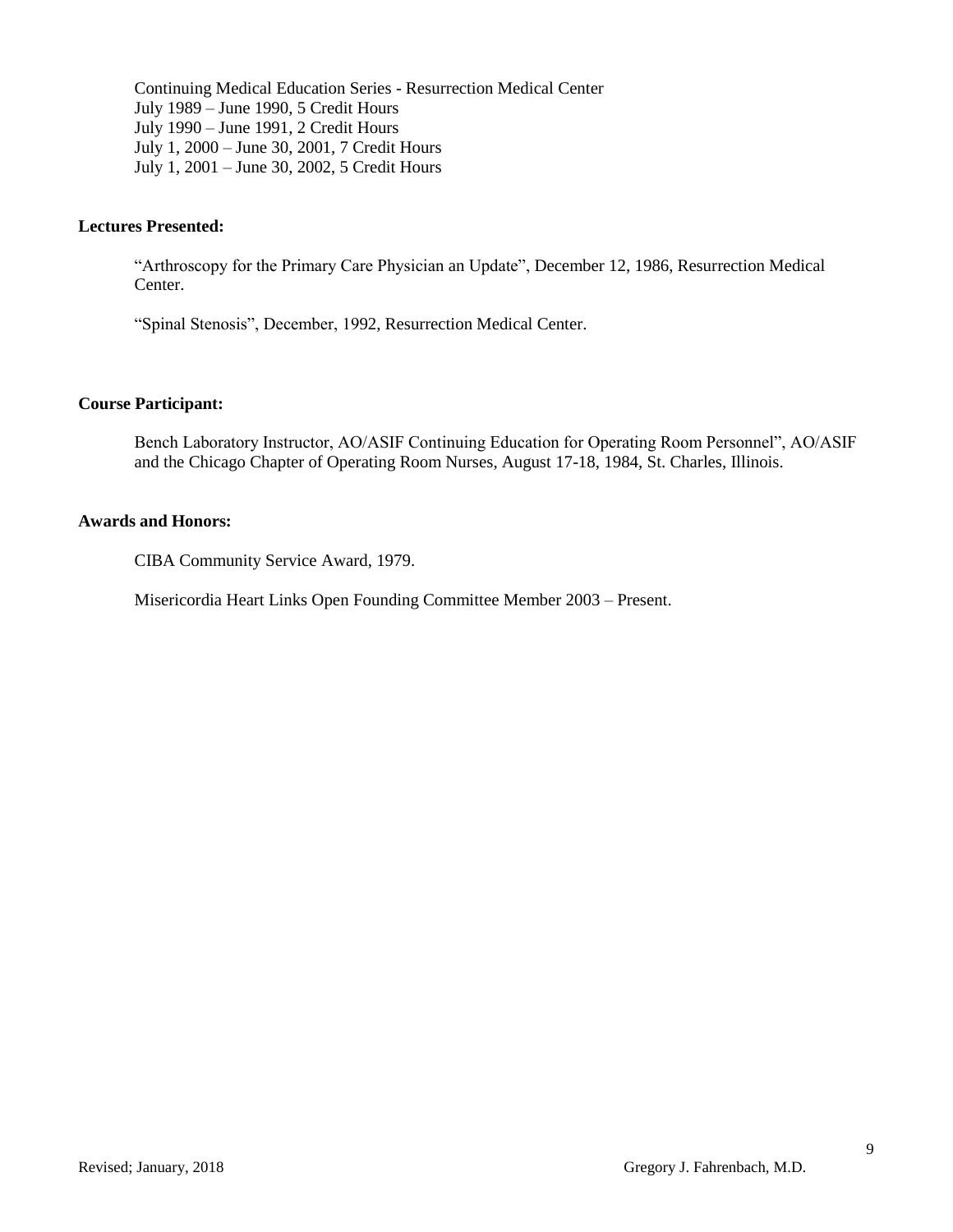Continuing Medical Education Series - Resurrection Medical Center
July 1989 – June 1990, 5 Credit Hours
July 1990 – June 1991, 2 Credit Hours
July 1, 2000 – June 30, 2001, 7 Credit Hours
July 1, 2001 – June 30, 2002, 5 Credit Hours

**Lectures Presented:**

"Arthroscopy for the Primary Care Physician an Update", December 12, 1986, Resurrection Medical Center.

"Spinal Stenosis", December, 1992, Resurrection Medical Center.

**Course Participant:**

Bench Laboratory Instructor, AO/ASIF Continuing Education for Operating Room Personnel", AO/ASIF and the Chicago Chapter of Operating Room Nurses, August 17-18, 1984, St. Charles, Illinois.

**Awards and Honors:**

CIBA Community Service Award, 1979.

Misericordia Heart Links Open Founding Committee Member 2003 – Present.